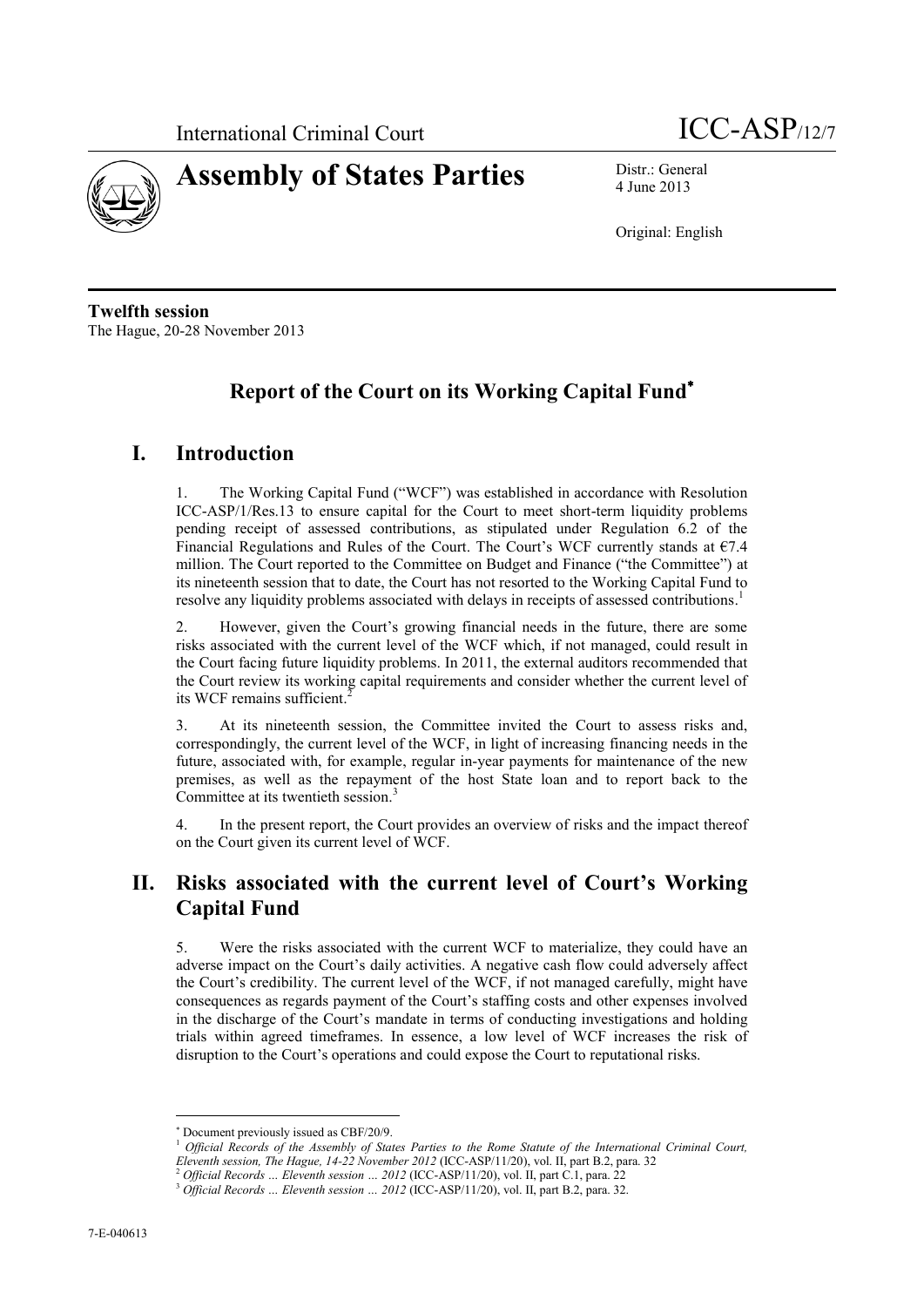International Criminal Court

ICC-ASP/12/7

# Assembly of States Parties

Distr.: General
4 June 2013

Original: English

**Twelfth session**
The Hague, 20-28 November 2013

## Report of the Court on its Working Capital Fund*

## I. Introduction

1. The Working Capital Fund ("WCF") was established in accordance with Resolution ICC-ASP/1/Res.13 to ensure capital for the Court to meet short-term liquidity problems pending receipt of assessed contributions, as stipulated under Regulation 6.2 of the Financial Regulations and Rules of the Court. The Court's WCF currently stands at €7.4 million. The Court reported to the Committee on Budget and Finance ("the Committee") at its nineteenth session that to date, the Court has not resorted to the Working Capital Fund to resolve any liquidity problems associated with delays in receipts of assessed contributions.[1]

2. However, given the Court's growing financial needs in the future, there are some risks associated with the current level of the WCF which, if not managed, could result in the Court facing future liquidity problems. In 2011, the external auditors recommended that the Court review its working capital requirements and consider whether the current level of its WCF remains sufficient.[2]

3. At its nineteenth session, the Committee invited the Court to assess risks and, correspondingly, the current level of the WCF, in light of increasing financing needs in the future, associated with, for example, regular in-year payments for maintenance of the new premises, as well as the repayment of the host State loan and to report back to the Committee at its twentieth session.[3]

4. In the present report, the Court provides an overview of risks and the impact thereof on the Court given its current level of WCF.

## II. Risks associated with the current level of Court's Working Capital Fund

5. Were the risks associated with the current WCF to materialize, they could have an adverse impact on the Court's daily activities. A negative cash flow could adversely affect the Court's credibility. The current level of the WCF, if not managed carefully, might have consequences as regards payment of the Court's staffing costs and other expenses involved in the discharge of the Court's mandate in terms of conducting investigations and holding trials within agreed timeframes. In essence, a low level of WCF increases the risk of disruption to the Court's operations and could expose the Court to reputational risks.

---

* Document previously issued as CBF/20/9.

[1] *Official Records of the Assembly of States Parties to the Rome Statute of the International Criminal Court, Eleventh session, The Hague, 14-22 November 2012* (ICC-ASP/11/20), vol. II, part B.2, para. 32

[2] *Official Records … Eleventh session … 2012* (ICC-ASP/11/20), vol. II, part C.1, para. 22

[3] *Official Records … Eleventh session … 2012* (ICC-ASP/11/20), vol. II, part B.2, para. 32.

7-E-040613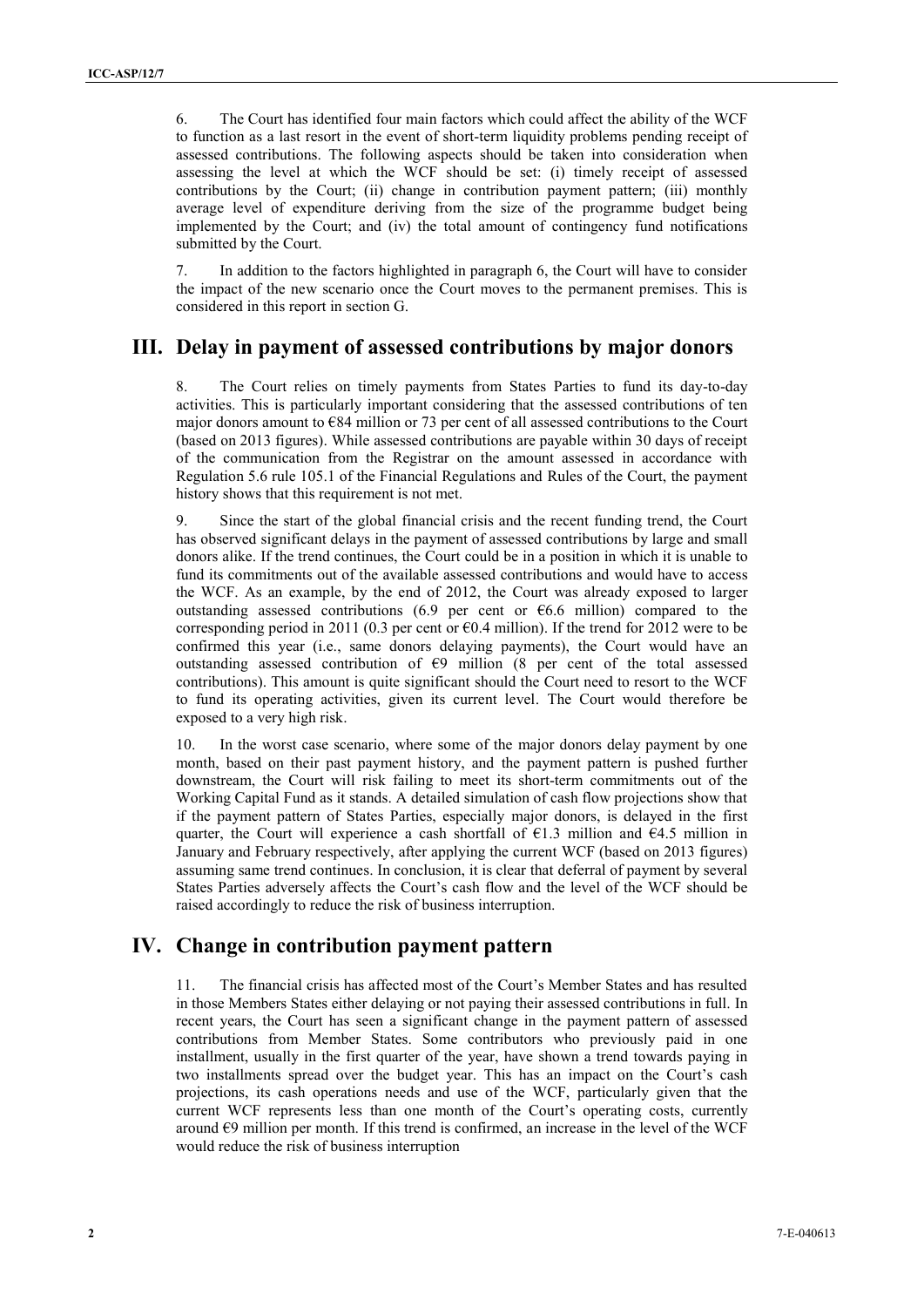6. The Court has identified four main factors which could affect the ability of the WCF to function as a last resort in the event of short-term liquidity problems pending receipt of assessed contributions. The following aspects should be taken into consideration when assessing the level at which the WCF should be set: (i) timely receipt of assessed contributions by the Court; (ii) change in contribution payment pattern; (iii) monthly average level of expenditure deriving from the size of the programme budget being implemented by the Court; and (iv) the total amount of contingency fund notifications submitted by the Court.

7. In addition to the factors highlighted in paragraph 6, the Court will have to consider the impact of the new scenario once the Court moves to the permanent premises. This is considered in this report in section G.

## III. Delay in payment of assessed contributions by major donors

8. The Court relies on timely payments from States Parties to fund its day-to-day activities. This is particularly important considering that the assessed contributions of ten major donors amount to €84 million or 73 per cent of all assessed contributions to the Court (based on 2013 figures). While assessed contributions are payable within 30 days of receipt of the communication from the Registrar on the amount assessed in accordance with Regulation 5.6 rule 105.1 of the Financial Regulations and Rules of the Court, the payment history shows that this requirement is not met.

9. Since the start of the global financial crisis and the recent funding trend, the Court has observed significant delays in the payment of assessed contributions by large and small donors alike. If the trend continues, the Court could be in a position in which it is unable to fund its commitments out of the available assessed contributions and would have to access the WCF. As an example, by the end of 2012, the Court was already exposed to larger outstanding assessed contributions (6.9 per cent or €6.6 million) compared to the corresponding period in 2011 (0.3 per cent or €0.4 million). If the trend for 2012 were to be confirmed this year (i.e., same donors delaying payments), the Court would have an outstanding assessed contribution of €9 million (8 per cent of the total assessed contributions). This amount is quite significant should the Court need to resort to the WCF to fund its operating activities, given its current level. The Court would therefore be exposed to a very high risk.

10. In the worst case scenario, where some of the major donors delay payment by one month, based on their past payment history, and the payment pattern is pushed further downstream, the Court will risk failing to meet its short-term commitments out of the Working Capital Fund as it stands. A detailed simulation of cash flow projections show that if the payment pattern of States Parties, especially major donors, is delayed in the first quarter, the Court will experience a cash shortfall of €1.3 million and €4.5 million in January and February respectively, after applying the current WCF (based on 2013 figures) assuming same trend continues. In conclusion, it is clear that deferral of payment by several States Parties adversely affects the Court's cash flow and the level of the WCF should be raised accordingly to reduce the risk of business interruption.

## IV. Change in contribution payment pattern

11. The financial crisis has affected most of the Court's Member States and has resulted in those Members States either delaying or not paying their assessed contributions in full. In recent years, the Court has seen a significant change in the payment pattern of assessed contributions from Member States. Some contributors who previously paid in one installment, usually in the first quarter of the year, have shown a trend towards paying in two installments spread over the budget year. This has an impact on the Court's cash projections, its cash operations needs and use of the WCF, particularly given that the current WCF represents less than one month of the Court's operating costs, currently around €9 million per month. If this trend is confirmed, an increase in the level of the WCF would reduce the risk of business interruption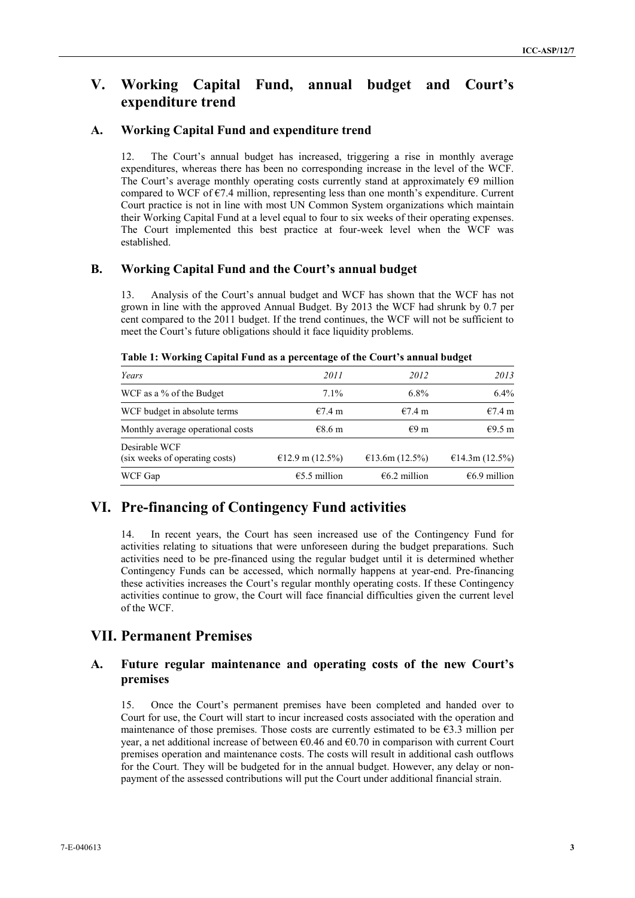# V. Working Capital Fund, annual budget and Court's expenditure trend

## A. Working Capital Fund and expenditure trend

12. The Court's annual budget has increased, triggering a rise in monthly average expenditures, whereas there has been no corresponding increase in the level of the WCF. The Court's average monthly operating costs currently stand at approximately €9 million compared to WCF of €7.4 million, representing less than one month's expenditure. Current Court practice is not in line with most UN Common System organizations which maintain their Working Capital Fund at a level equal to four to six weeks of their operating expenses. The Court implemented this best practice at four-week level when the WCF was established.

## B. Working Capital Fund and the Court's annual budget

13. Analysis of the Court's annual budget and WCF has shown that the WCF has not grown in line with the approved Annual Budget. By 2013 the WCF had shrunk by 0.7 per cent compared to the 2011 budget. If the trend continues, the WCF will not be sufficient to meet the Court's future obligations should it face liquidity problems.

**Table 1: Working Capital Fund as a percentage of the Court's annual budget**

| *Years* | *2011* | *2012* | *2013* |
|---|---|---|---|
| WCF as a % of the Budget | 7.1% | 6.8% | 6.4% |
| WCF budget in absolute terms | €7.4 m | €7.4 m | €7.4 m |
| Monthly average operational costs | €8.6 m | €9 m | €9.5 m |
| Desirable WCF (six weeks of operating costs) | €12.9 m (12.5%) | €13.6m (12.5%) | €14.3m (12.5%) |
| WCF Gap | €5.5 million | €6.2 million | €6.9 million |

# VI. Pre-financing of Contingency Fund activities

14. In recent years, the Court has seen increased use of the Contingency Fund for activities relating to situations that were unforeseen during the budget preparations. Such activities need to be pre-financed using the regular budget until it is determined whether Contingency Funds can be accessed, which normally happens at year-end. Pre-financing these activities increases the Court's regular monthly operating costs. If these Contingency activities continue to grow, the Court will face financial difficulties given the current level of the WCF.

# VII. Permanent Premises

## A. Future regular maintenance and operating costs of the new Court's premises

15. Once the Court's permanent premises have been completed and handed over to Court for use, the Court will start to incur increased costs associated with the operation and maintenance of those premises. Those costs are currently estimated to be €3.3 million per year, a net additional increase of between €0.46 and €0.70 in comparison with current Court premises operation and maintenance costs. The costs will result in additional cash outflows for the Court. They will be budgeted for in the annual budget. However, any delay or non-payment of the assessed contributions will put the Court under additional financial strain.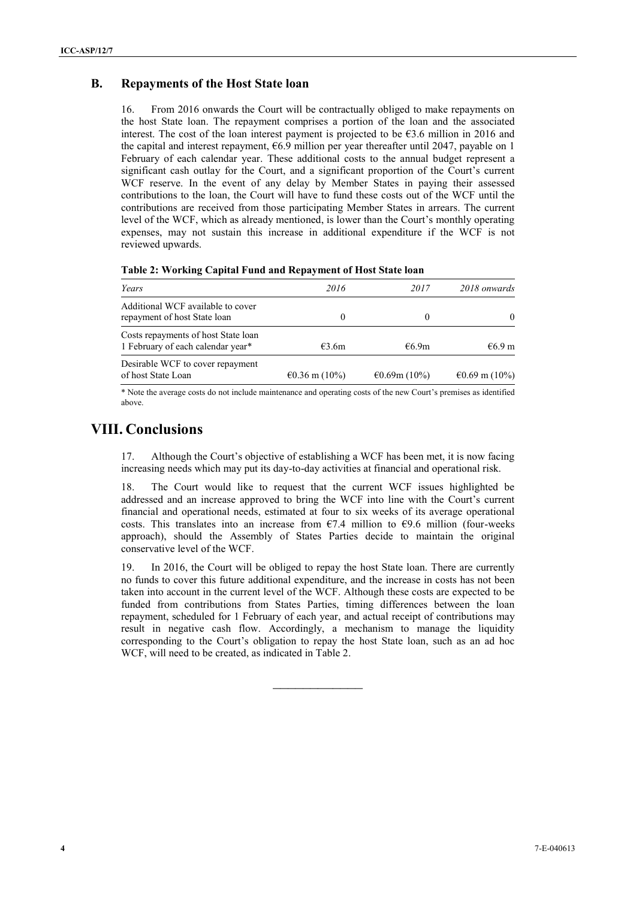## B. Repayments of the Host State loan

16. From 2016 onwards the Court will be contractually obliged to make repayments on the host State loan. The repayment comprises a portion of the loan and the associated interest. The cost of the loan interest payment is projected to be €3.6 million in 2016 and the capital and interest repayment, €6.9 million per year thereafter until 2047, payable on 1 February of each calendar year. These additional costs to the annual budget represent a significant cash outlay for the Court, and a significant proportion of the Court's current WCF reserve. In the event of any delay by Member States in paying their assessed contributions to the loan, the Court will have to fund these costs out of the WCF until the contributions are received from those participating Member States in arrears. The current level of the WCF, which as already mentioned, is lower than the Court's monthly operating expenses, may not sustain this increase in additional expenditure if the WCF is not reviewed upwards.

**Table 2: Working Capital Fund and Repayment of Host State loan**

| *Years* | *2016* | *2017* | *2018 onwards* |
|---|---|---|---|
| Additional WCF available to cover repayment of host State loan | 0 | 0 | 0 |
| Costs repayments of host State loan 1 February of each calendar year* | €3.6m | €6.9m | €6.9 m |
| Desirable WCF to cover repayment of host State Loan | €0.36 m (10%) | €0.69m (10%) | €0.69 m (10%) |

\* Note the average costs do not include maintenance and operating costs of the new Court's premises as identified above.

# VIII. Conclusions

17. Although the Court's objective of establishing a WCF has been met, it is now facing increasing needs which may put its day-to-day activities at financial and operational risk.

18. The Court would like to request that the current WCF issues highlighted be addressed and an increase approved to bring the WCF into line with the Court's current financial and operational needs, estimated at four to six weeks of its average operational costs. This translates into an increase from €7.4 million to €9.6 million (four-weeks approach), should the Assembly of States Parties decide to maintain the original conservative level of the WCF.

19. In 2016, the Court will be obliged to repay the host State loan. There are currently no funds to cover this future additional expenditure, and the increase in costs has not been taken into account in the current level of the WCF. Although these costs are expected to be funded from contributions from States Parties, timing differences between the loan repayment, scheduled for 1 February of each year, and actual receipt of contributions may result in negative cash flow. Accordingly, a mechanism to manage the liquidity corresponding to the Court's obligation to repay the host State loan, such as an ad hoc WCF, will need to be created, as indicated in Table 2.

\_\_\_\_\_\_\_\_\_\_\_\_\_\_\_\_